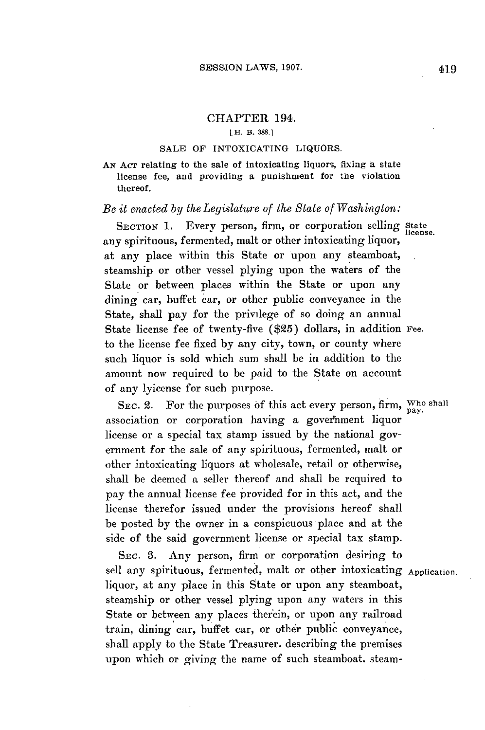## CHAPTER 194.

[H. B. 388.]

### SALE OF INTOXICATING LIQUORS.

AN ACT relating to the sale of intoxicating liquors, fixing a state license fee, and providing a punishment for the violation thereof.

*Be it enacted by the Legislature of the State of Washington:*

SECTION 1. Every person, firm, or corporation selling any spirituous, fermented, malt or other intoxicating liquor, at any place within this State or upon any steamboat, steamship or other vessel plying upon the waters of the State or between places within the State or upon any dining car, buffet car, or other public conveyance in the State, shall pay for the privilege of so doing an annual State license fee of twenty-five ($25) dollars, in addition to the license fee fixed by any city, town, or county where such liquor is sold which sum shall be in addition to the amount now required to be paid to the State on account of any lyicense for such purpose.

State license.

Fee.

SEC. 2. For the purposes of this act every person, firm, association or corporation having a government liquor license or a special tax stamp issued by the national government for the sale of any spirituous, fermented, malt or other intoxicating liquors at wholesale, retail or otherwise, shall be deemed a seller thereof and shall be required to pay the annual license fee provided for in this act, and the license therefor issued under the provisions hereof shall be posted by the owner in a conspicuous place and at the side of the said government license or special tax stamp.

Who shall pay.

SEC. 3. Any person, firm or corporation desiring to sell any spirituous, fermented, malt or other intoxicating liquor, at any place in this State or upon any steamboat, steamship or other vessel plying upon any waters in this State or between any places therein, or upon any railroad train, dining car, buffet car, or other public conveyance, shall apply to the State Treasurer. describing the premises upon which or giving the name of such steamboat. steam-

Application.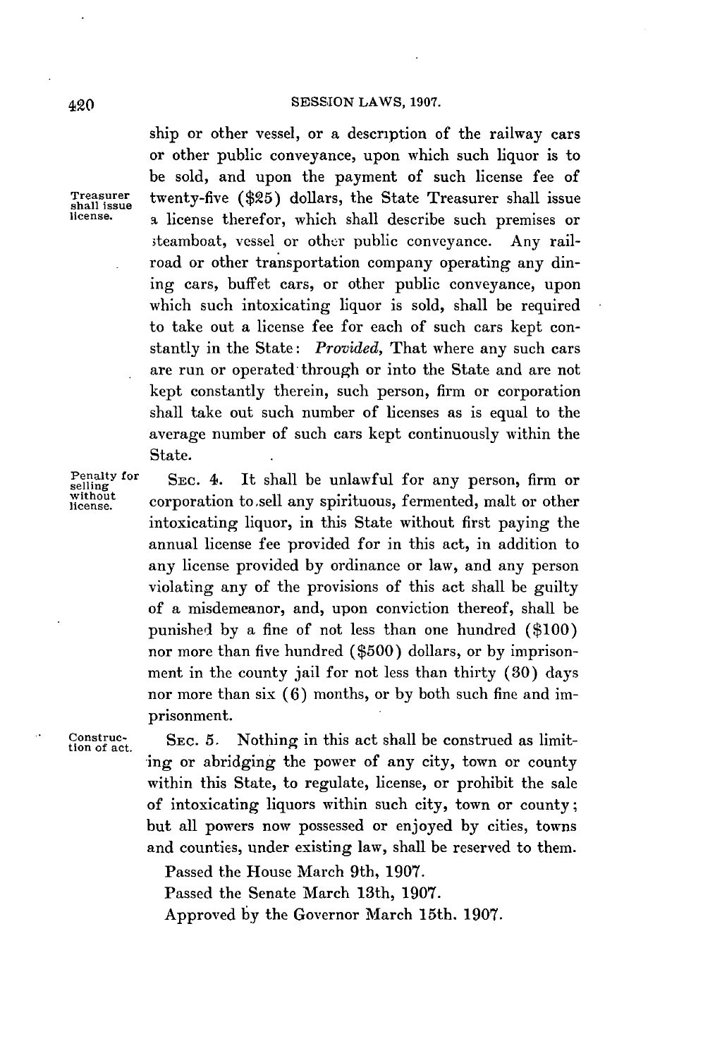ship or other vessel, or a description of the railway cars or other public conveyance, upon which such liquor is to be sold, and upon the payment of such license fee of twenty-five ($25) dollars, the State Treasurer shall issue a license therefor, which shall describe such premises or steamboat, vessel or other public conveyance. Any railroad or other transportation company operating any dining cars, buffet cars, or other public conveyance, upon which such intoxicating liquor is sold, shall be required to take out a license fee for each of such cars kept constantly in the State: *Provided,* That where any such cars are run or operated through or into the State and are not kept constantly therein, such person, firm or corporation shall take out such number of licenses as is equal to the average number of such cars kept continuously within the State.

Treasurer shall issue license.

Penalty for selling without license.

SEC. 4. It shall be unlawful for any person, firm or corporation to sell any spirituous, fermented, malt or other intoxicating liquor, in this State without first paying the annual license fee provided for in this act, in addition to any license provided by ordinance or law, and any person violating any of the provisions of this act shall be guilty of a misdemeanor, and, upon conviction thereof, shall be punished by a fine of not less than one hundred ($100) nor more than five hundred ($500) dollars, or by imprisonment in the county jail for not less than thirty (30) days nor more than six (6) months, or by both such fine and imprisonment.

Construction of act.

SEC. 5. Nothing in this act shall be construed as limiting or abridging the power of any city, town or county within this State, to regulate, license, or prohibit the sale of intoxicating liquors within such city, town or county; but all powers now possessed or enjoyed by cities, towns and counties, under existing law, shall be reserved to them.

Passed the House March 9th, 1907.

Passed the Senate March 13th, 1907.

Approved by the Governor March 15th. 1907.